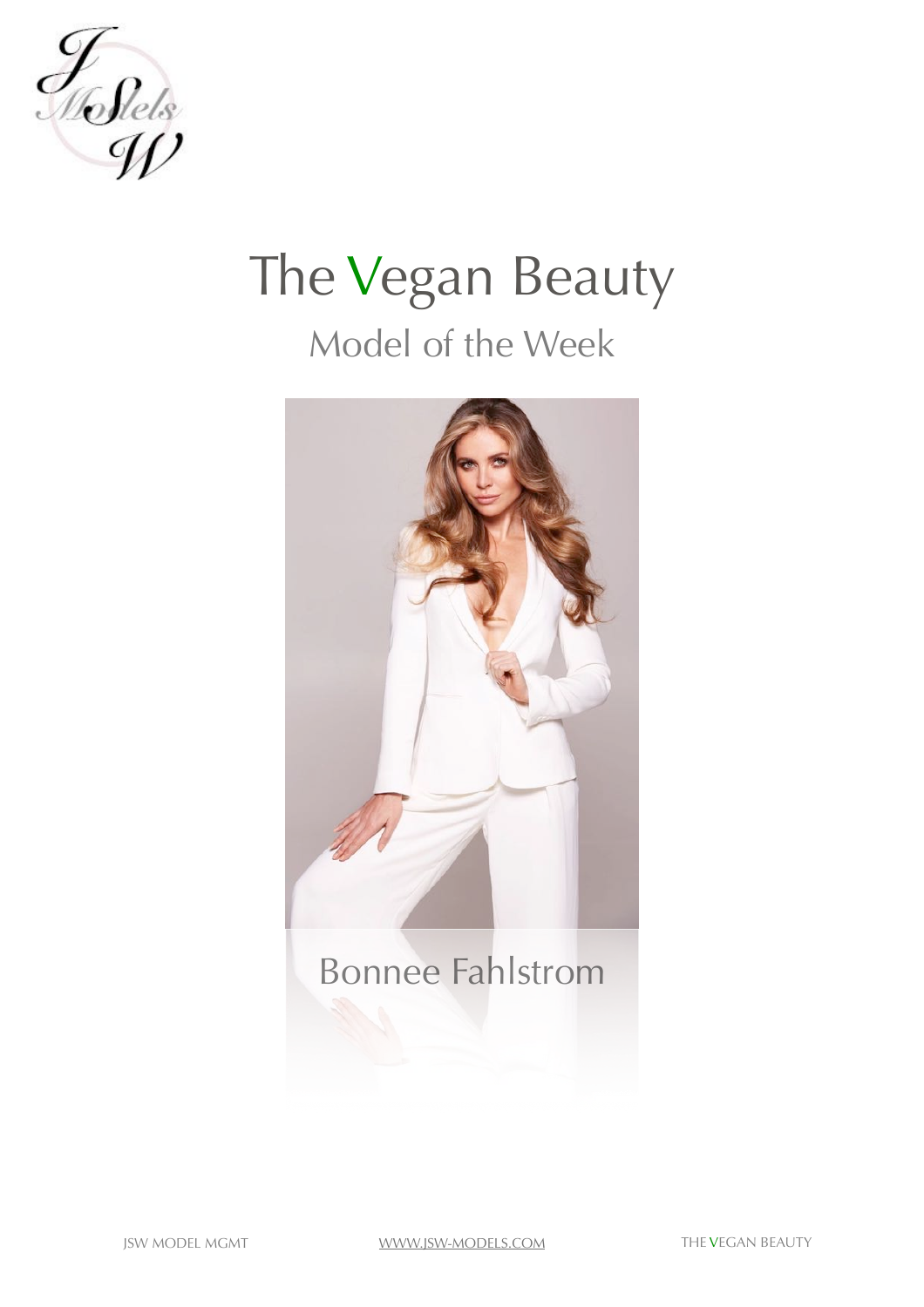# The Vegan Beauty

## Model of the Week

Bonnee Fahlstrom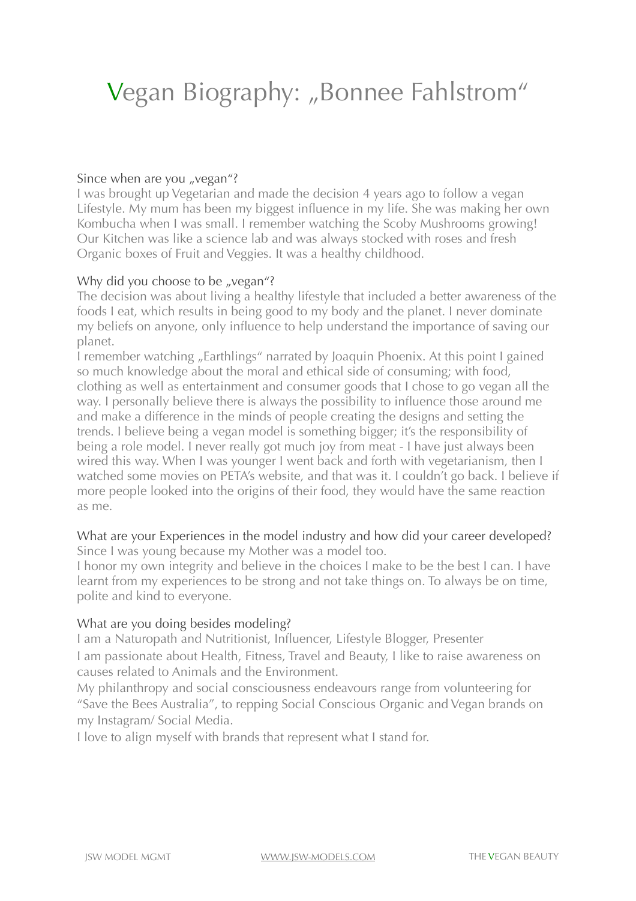# Vegan Biography: „Bonnee Fahlstrom“

Since when are you „vegan“?

I was brought up Vegetarian and made the decision 4 years ago to follow a vegan Lifestyle. My mum has been my biggest influence in my life. She was making her own Kombucha when I was small. I remember watching the Scoby Mushrooms growing! Our Kitchen was like a science lab and was always stocked with roses and fresh Organic boxes of Fruit and Veggies. It was a healthy childhood.

Why did you choose to be „vegan“?

The decision was about living a healthy lifestyle that included a better awareness of the foods I eat, which results in being good to my body and the planet. I never dominate my beliefs on anyone, only influence to help understand the importance of saving our planet.

I remember watching „Earthlings“ narrated by Joaquin Phoenix. At this point I gained so much knowledge about the moral and ethical side of consuming; with food, clothing as well as entertainment and consumer goods that I chose to go vegan all the way. I personally believe there is always the possibility to influence those around me and make a difference in the minds of people creating the designs and setting the trends. I believe being a vegan model is something bigger; it's the responsibility of being a role model. I never really got much joy from meat - I have just always been wired this way. When I was younger I went back and forth with vegetarianism, then I watched some movies on PETA's website, and that was it. I couldn't go back. I believe if more people looked into the origins of their food, they would have the same reaction as me.

What are your Experiences in the model industry and how did your career developed?

Since I was young because my Mother was a model too.

I honor my own integrity and believe in the choices I make to be the best I can. I have learnt from my experiences to be strong and not take things on. To always be on time, polite and kind to everyone.

What are you doing besides modeling?

I am a Naturopath and Nutritionist, Influencer, Lifestyle Blogger, Presenter

I am passionate about Health, Fitness, Travel and Beauty, I like to raise awareness on causes related to Animals and the Environment.

My philanthropy and social consciousness endeavours range from volunteering for “Save the Bees Australia”, to repping Social Conscious Organic and Vegan brands on my Instagram/ Social Media.

I love to align myself with brands that represent what I stand for.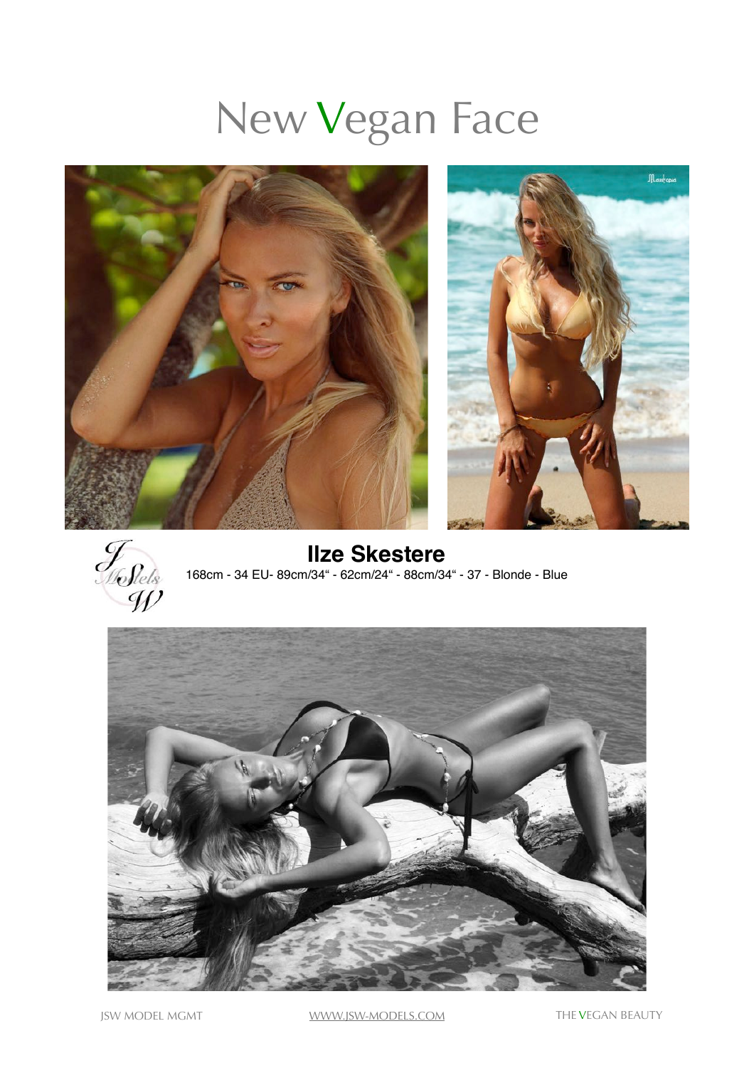# New Vegan Face

**Ilze Skestere**

168cm - 34 EU- 89cm/34" - 62cm/24" - 88cm/34" - 37 - Blonde - Blue

JSW MODEL MGMT WWW.JSW-MODELS.COM THE VEGAN BEAUTY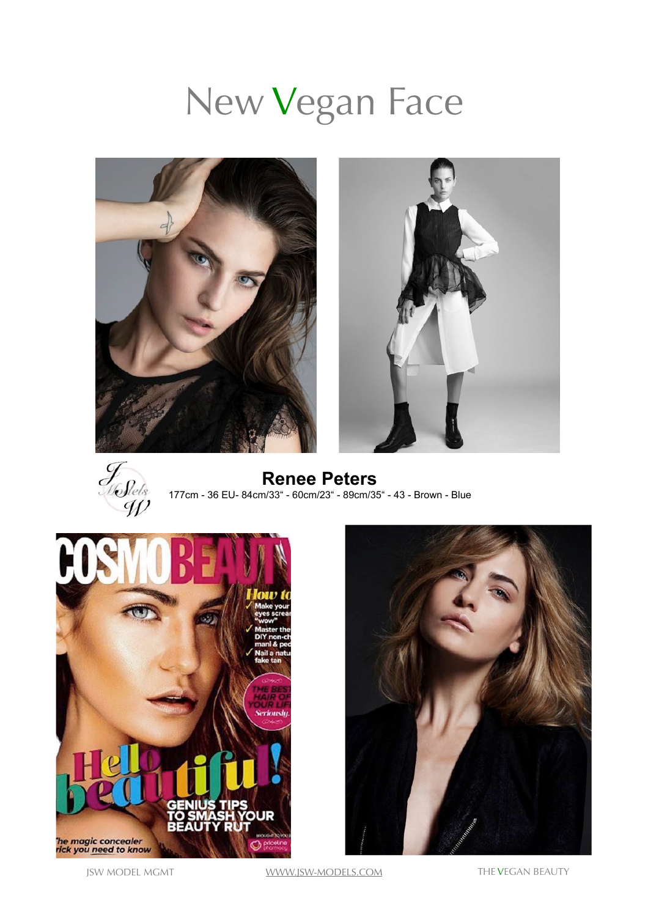# New Vegan Face

**Renee Peters**

177cm - 36 EU- 84cm/33" - 60cm/23" - 89cm/35" - 43 - Brown - Blue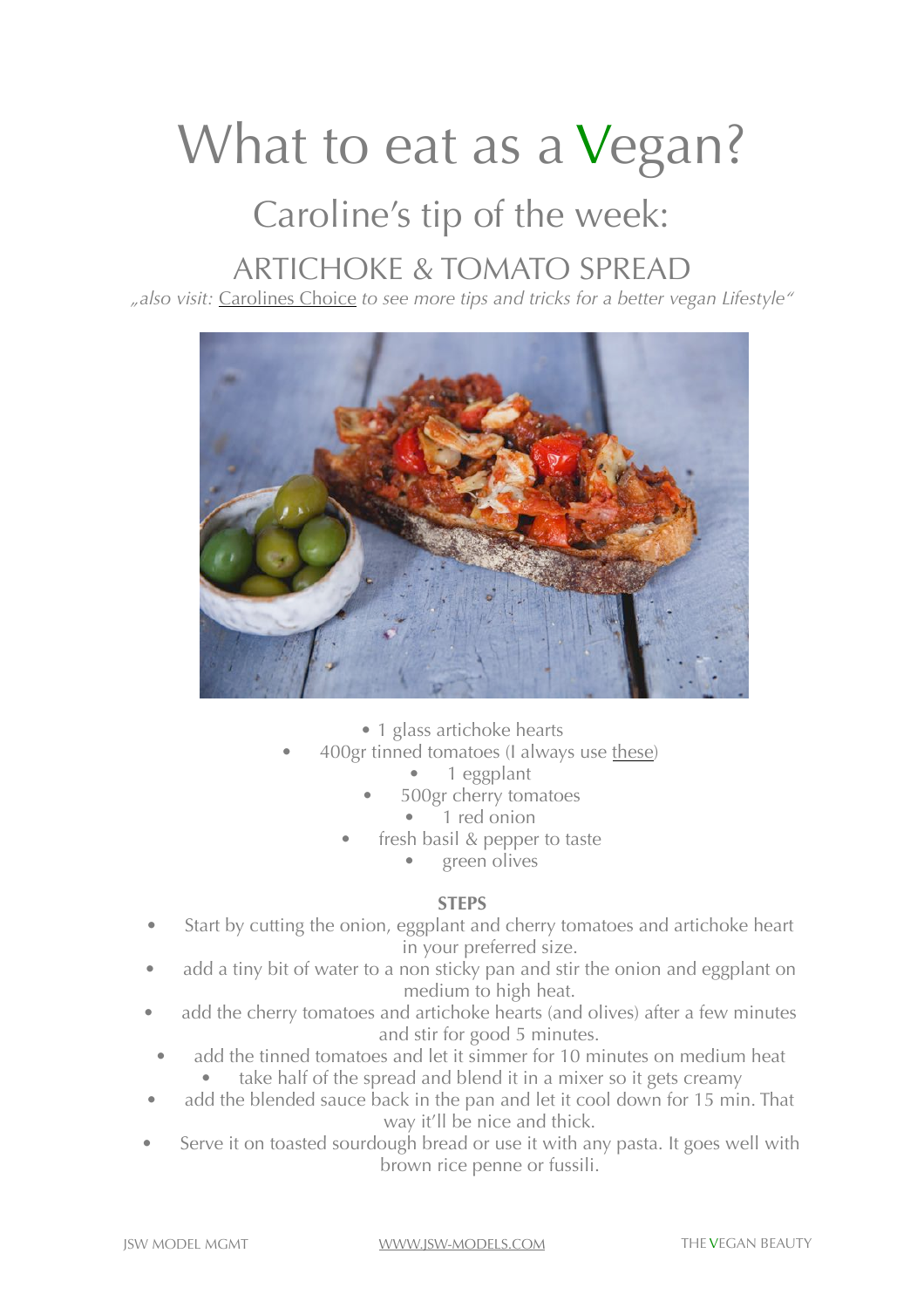# What to eat as a Vegan?

## Caroline's tip of the week:

## ARTICHOKE & TOMATO SPREAD

*„also visit: Carolines Choice to see more tips and tricks for a better vegan Lifestyle"*

- 1 glass artichoke hearts
- 400gr tinned tomatoes (I always use these)
- 1 eggplant
- 500gr cherry tomatoes
- 1 red onion
- fresh basil & pepper to taste
- green olives

**STEPS**

- Start by cutting the onion, eggplant and cherry tomatoes and artichoke heart in your preferred size.
- add a tiny bit of water to a non sticky pan and stir the onion and eggplant on medium to high heat.
- add the cherry tomatoes and artichoke hearts (and olives) after a few minutes and stir for good 5 minutes.
- add the tinned tomatoes and let it simmer for 10 minutes on medium heat
- take half of the spread and blend it in a mixer so it gets creamy
- add the blended sauce back in the pan and let it cool down for 15 min. That way it'll be nice and thick.
- Serve it on toasted sourdough bread or use it with any pasta. It goes well with brown rice penne or fussili.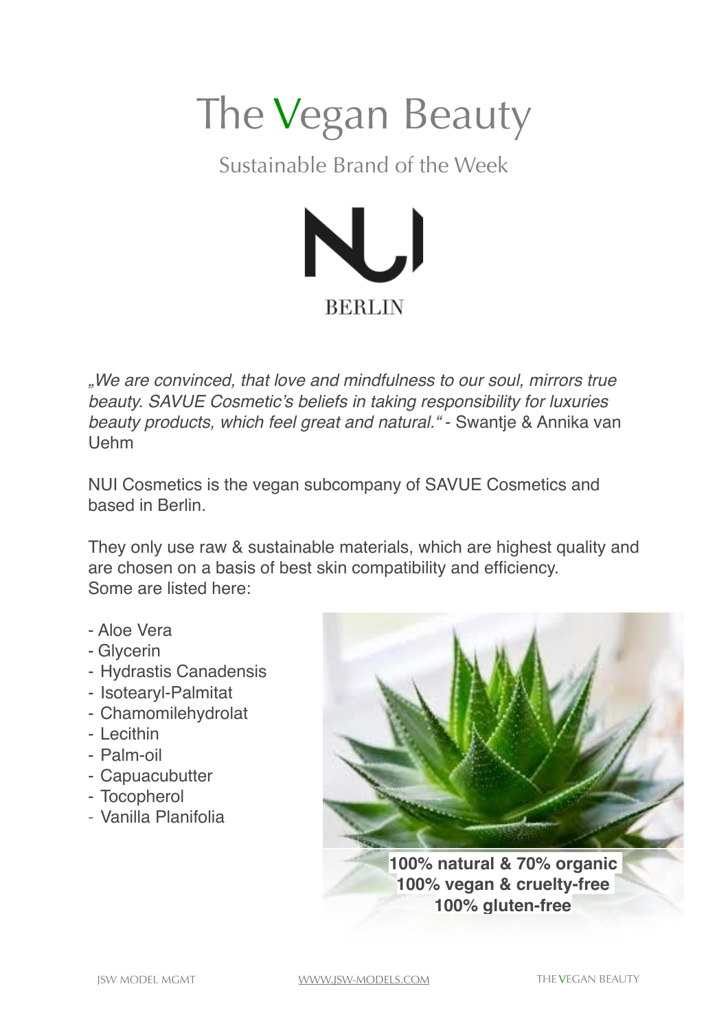# The Vegan Beauty

## Sustainable Brand of the Week

NUI

BERLIN

*„We are convinced, that love and mindfulness to our soul, mirrors true beauty. SAVUE Cosmetic's beliefs in taking responsibility for luxuries beauty products, which feel great and natural."* - Swantje & Annika van Uehm

NUI Cosmetics is the vegan subcompany of SAVUE Cosmetics and based in Berlin.

They only use raw & sustainable materials, which are highest quality and are chosen on a basis of best skin compatibility and efficiency.
Some are listed here:

- Aloe Vera
- Glycerin
- Hydrastis Canadensis
- Isotearyl-Palmitat
- Chamomilehydrolat
- Lecithin
- Palm-oil
- Capuacubutter
- Tocopherol
- Vanilla Planifolia

**100% natural & 70% organic**
**100% vegan & cruelty-free**
**100% gluten-free**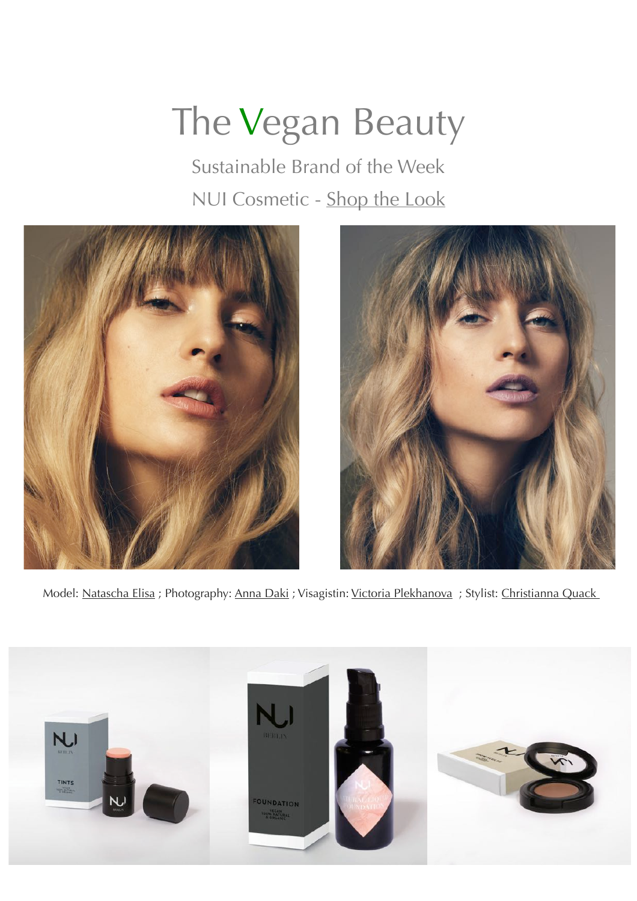# The Vegan Beauty

Sustainable Brand of the Week

NUI Cosmetic - Shop the Look

Model: Natascha Elisa ; Photography: Anna Daki ; Visagistin: Victoria Plekhanova ; Stylist: Christianna Quack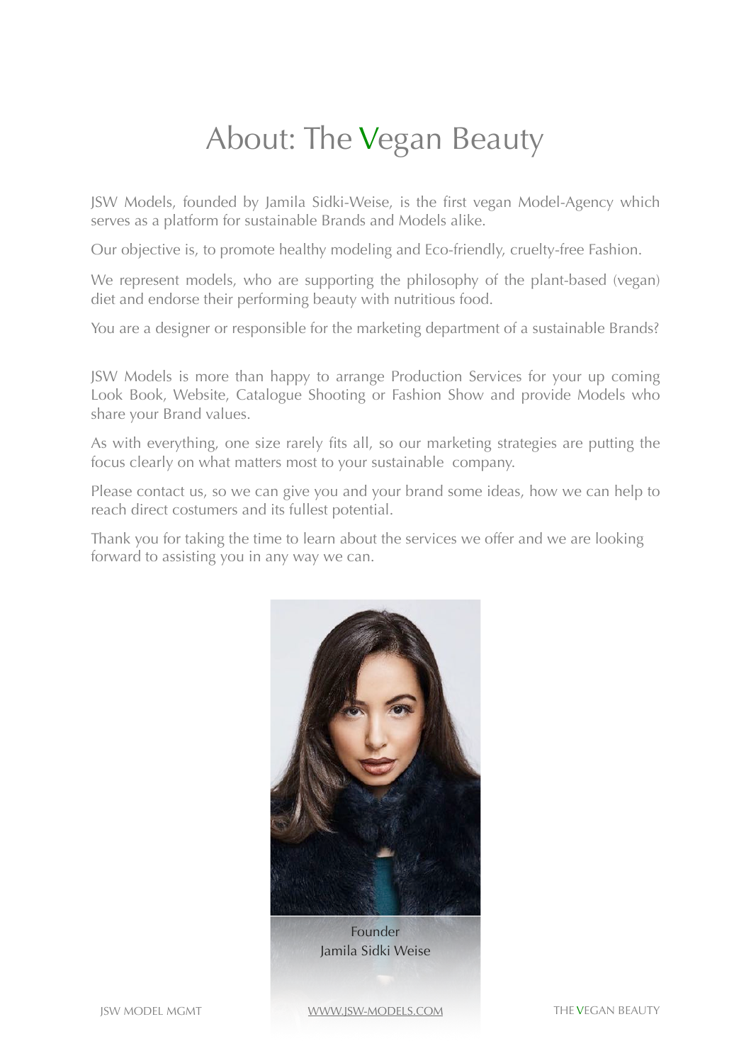# About: The Vegan Beauty

JSW Models, founded by Jamila Sidki-Weise, is the first vegan Model-Agency which serves as a platform for sustainable Brands and Models alike.

Our objective is, to promote healthy modeling and Eco-friendly, cruelty-free Fashion.

We represent models, who are supporting the philosophy of the plant-based (vegan) diet and endorse their performing beauty with nutritious food.

You are a designer or responsible for the marketing department of a sustainable Brands?

JSW Models is more than happy to arrange Production Services for your up coming Look Book, Website, Catalogue Shooting or Fashion Show and provide Models who share your Brand values.

As with everything, one size rarely fits all, so our marketing strategies are putting the focus clearly on what matters most to your sustainable company.

Please contact us, so we can give you and your brand some ideas, how we can help to reach direct costumers and its fullest potential.

Thank you for taking the time to learn about the services we offer and we are looking forward to assisting you in any way we can.

Founder
Jamila Sidki Weise